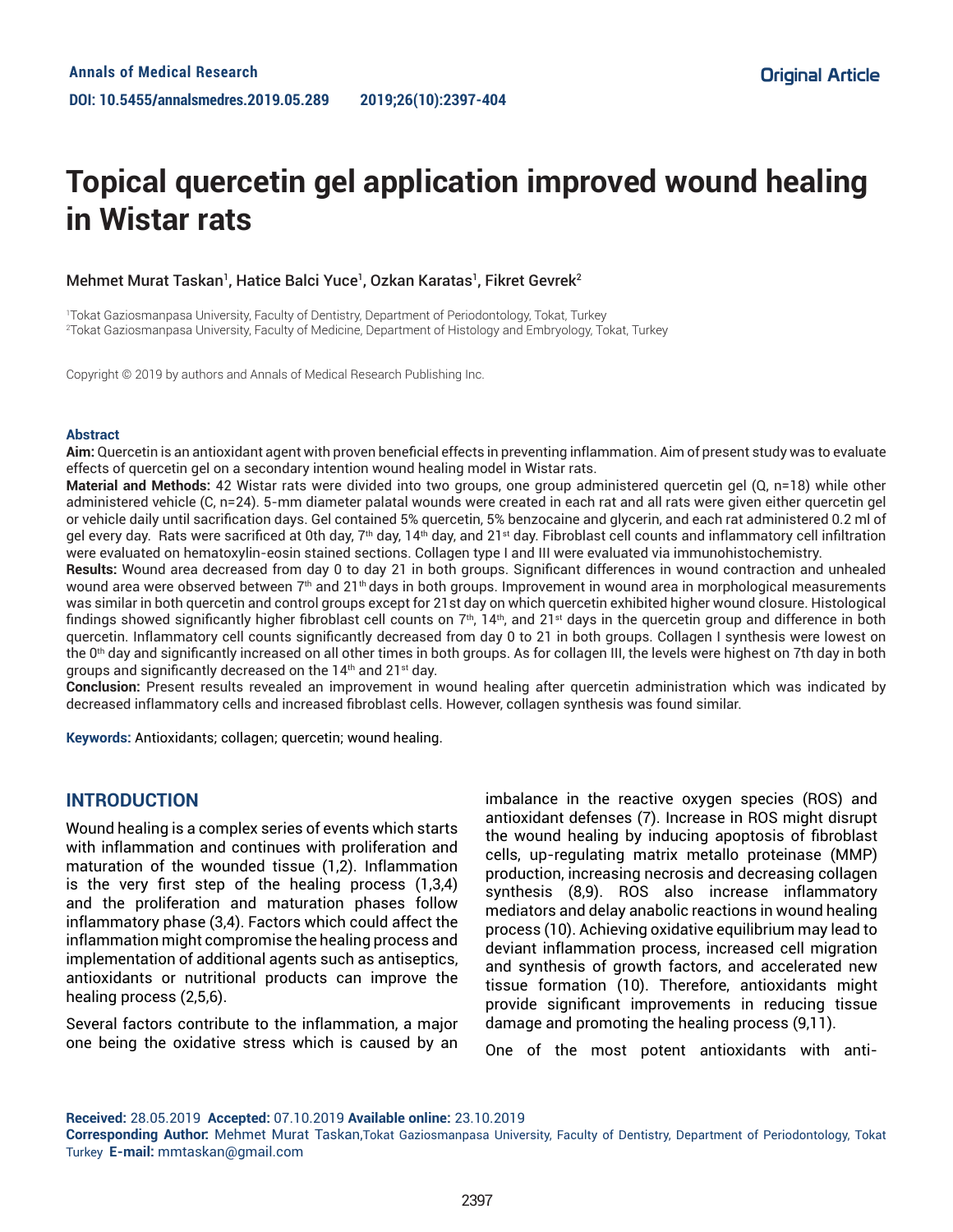Annals of Medical Research

DOI: 10.5455/annalsmedres.2019.05.289 2019;26(10):2397-404

Original Article

# Topical quercetin gel application improved wound healing in Wistar rats

Mehmet Murat Taskan[1], Hatice Balci Yuce[1], Ozkan Karatas[1], Fikret Gevrek[2]

[1]Tokat Gaziosmanpasa University, Faculty of Dentistry, Department of Periodontology, Tokat, Turkey
[2]Tokat Gaziosmanpasa University, Faculty of Medicine, Department of Histology and Embryology, Tokat, Turkey

Copyright © 2019 by authors and Annals of Medical Research Publishing Inc.

## Abstract

**Aim:** Quercetin is an antioxidant agent with proven beneficial effects in preventing inflammation. Aim of present study was to evaluate effects of quercetin gel on a secondary intention wound healing model in Wistar rats.

**Material and Methods:** 42 Wistar rats were divided into two groups, one group administered quercetin gel (Q, n=18) while other administered vehicle (C, n=24). 5-mm diameter palatal wounds were created in each rat and all rats were given either quercetin gel or vehicle daily until sacrification days. Gel contained 5% quercetin, 5% benzocaine and glycerin, and each rat administered 0.2 ml of gel every day. Rats were sacrificed at 0th day, 7th day, 14th day, and 21st day. Fibroblast cell counts and inflammatory cell infiltration were evaluated on hematoxylin-eosin stained sections. Collagen type I and III were evaluated via immunohistochemistry.

**Results:** Wound area decreased from day 0 to day 21 in both groups. Significant differences in wound contraction and unhealed wound area were observed between 7th and 21th days in both groups. Improvement in wound area in morphological measurements was similar in both quercetin and control groups except for 21st day on which quercetin exhibited higher wound closure. Histological findings showed significantly higher fibroblast cell counts on 7th, 14th, and 21st days in the quercetin group and difference in both quercetin. Inflammatory cell counts significantly decreased from day 0 to 21 in both groups. Collagen I synthesis were lowest on the 0th day and significantly increased on all other times in both groups. As for collagen III, the levels were highest on 7th day in both groups and significantly decreased on the 14th and 21st day.

**Conclusion:** Present results revealed an improvement in wound healing after quercetin administration which was indicated by decreased inflammatory cells and increased fibroblast cells. However, collagen synthesis was found similar.

**Keywords:** Antioxidants; collagen; quercetin; wound healing.

## INTRODUCTION

Wound healing is a complex series of events which starts with inflammation and continues with proliferation and maturation of the wounded tissue (1,2). Inflammation is the very first step of the healing process (1,3,4) and the proliferation and maturation phases follow inflammatory phase (3,4). Factors which could affect the inflammation might compromise the healing process and implementation of additional agents such as antiseptics, antioxidants or nutritional products can improve the healing process (2,5,6).

Several factors contribute to the inflammation, a major one being the oxidative stress which is caused by an imbalance in the reactive oxygen species (ROS) and antioxidant defenses (7). Increase in ROS might disrupt the wound healing by inducing apoptosis of fibroblast cells, up-regulating matrix metallo proteinase (MMP) production, increasing necrosis and decreasing collagen synthesis (8,9). ROS also increase inflammatory mediators and delay anabolic reactions in wound healing process (10). Achieving oxidative equilibrium may lead to deviant inflammation process, increased cell migration and synthesis of growth factors, and accelerated new tissue formation (10). Therefore, antioxidants might provide significant improvements in reducing tissue damage and promoting the healing process (9,11).

One of the most potent antioxidants with anti-

**Received:** 28.05.2019 **Accepted:** 07.10.2019 **Available online:** 23.10.2019

**Corresponding Author:** Mehmet Murat Taskan, Tokat Gaziosmanpasa University, Faculty of Dentistry, Department of Periodontology, Tokat Turkey **E-mail:** mmtaskan@gmail.com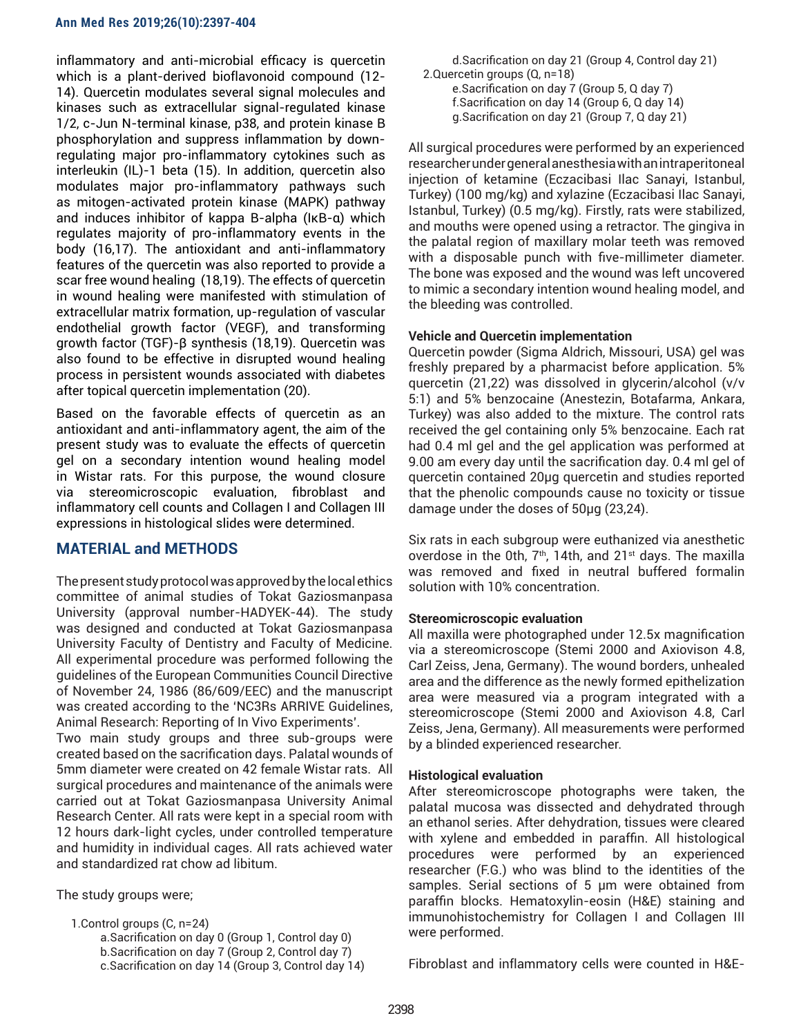inflammatory and anti-microbial efficacy is quercetin which is a plant-derived bioflavonoid compound (12-14). Quercetin modulates several signal molecules and kinases such as extracellular signal-regulated kinase 1/2, c-Jun N-terminal kinase, p38, and protein kinase B phosphorylation and suppress inflammation by down-regulating major pro-inflammatory cytokines such as interleukin (IL)-1 beta (15). In addition, quercetin also modulates major pro-inflammatory pathways such as mitogen-activated protein kinase (MAPK) pathway and induces inhibitor of kappa B-alpha (IκB-α) which regulates majority of pro-inflammatory events in the body (16,17). The antioxidant and anti-inflammatory features of the quercetin was also reported to provide a scar free wound healing (18,19). The effects of quercetin in wound healing were manifested with stimulation of extracellular matrix formation, up-regulation of vascular endothelial growth factor (VEGF), and transforming growth factor (TGF)-β synthesis (18,19). Quercetin was also found to be effective in disrupted wound healing process in persistent wounds associated with diabetes after topical quercetin implementation (20).

Based on the favorable effects of quercetin as an antioxidant and anti-inflammatory agent, the aim of the present study was to evaluate the effects of quercetin gel on a secondary intention wound healing model in Wistar rats. For this purpose, the wound closure via stereomicroscopic evaluation, fibroblast and inflammatory cell counts and Collagen I and Collagen III expressions in histological slides were determined.

## MATERIAL and METHODS

The present study protocol was approved by the local ethics committee of animal studies of Tokat Gaziosmanpasa University (approval number-HADYEK-44). The study was designed and conducted at Tokat Gaziosmanpasa University Faculty of Dentistry and Faculty of Medicine. All experimental procedure was performed following the guidelines of the European Communities Council Directive of November 24, 1986 (86/609/EEC) and the manuscript was created according to the 'NC3Rs ARRIVE Guidelines, Animal Research: Reporting of In Vivo Experiments'.

Two main study groups and three sub-groups were created based on the sacrification days. Palatal wounds of 5mm diameter were created on 42 female Wistar rats. All surgical procedures and maintenance of the animals were carried out at Tokat Gaziosmanpasa University Animal Research Center. All rats were kept in a special room with 12 hours dark-light cycles, under controlled temperature and humidity in individual cages. All rats achieved water and standardized rat chow ad libitum.

The study groups were;

1. Control groups (C, n=24)
   - a. Sacrification on day 0 (Group 1, Control day 0)
   - b. Sacrification on day 7 (Group 2, Control day 7)
   - c. Sacrification on day 14 (Group 3, Control day 14)
   - d. Sacrification on day 21 (Group 4, Control day 21)
2. Quercetin groups (Q, n=18)
   - e. Sacrification on day 7 (Group 5, Q day 7)
   - f. Sacrification on day 14 (Group 6, Q day 14)
   - g. Sacrification on day 21 (Group 7, Q day 21)

All surgical procedures were performed by an experienced researcher under general anesthesia with an intraperitoneal injection of ketamine (Eczacibasi Ilac Sanayi, Istanbul, Turkey) (100 mg/kg) and xylazine (Eczacibasi Ilac Sanayi, Istanbul, Turkey) (0.5 mg/kg). Firstly, rats were stabilized, and mouths were opened using a retractor. The gingiva in the palatal region of maxillary molar teeth was removed with a disposable punch with five-millimeter diameter. The bone was exposed and the wound was left uncovered to mimic a secondary intention wound healing model, and the bleeding was controlled.

### Vehicle and Quercetin implementation

Quercetin powder (Sigma Aldrich, Missouri, USA) gel was freshly prepared by a pharmacist before application. 5% quercetin (21,22) was dissolved in glycerin/alcohol (v/v 5:1) and 5% benzocaine (Anestezin, Botafarma, Ankara, Turkey) was also added to the mixture. The control rats received the gel containing only 5% benzocaine. Each rat had 0.4 ml gel and the gel application was performed at 9.00 am every day until the sacrification day. 0.4 ml gel of quercetin contained 20μg quercetin and studies reported that the phenolic compounds cause no toxicity or tissue damage under the doses of 50μg (23,24).

Six rats in each subgroup were euthanized via anesthetic overdose in the 0th, 7th, 14th, and 21st days. The maxilla was removed and fixed in neutral buffered formalin solution with 10% concentration.

### Stereomicroscopic evaluation

All maxilla were photographed under 12.5x magnification via a stereomicroscope (Stemi 2000 and Axiovison 4.8, Carl Zeiss, Jena, Germany). The wound borders, unhealed area and the difference as the newly formed epithelization area were measured via a program integrated with a stereomicroscope (Stemi 2000 and Axiovison 4.8, Carl Zeiss, Jena, Germany). All measurements were performed by a blinded experienced researcher.

### Histological evaluation

After stereomicroscope photographs were taken, the palatal mucosa was dissected and dehydrated through an ethanol series. After dehydration, tissues were cleared with xylene and embedded in paraffin. All histological procedures were performed by an experienced researcher (F.G.) who was blind to the identities of the samples. Serial sections of 5 μm were obtained from paraffin blocks. Hematoxylin-eosin (H&E) staining and immunohistochemistry for Collagen I and Collagen III were performed.

Fibroblast and inflammatory cells were counted in H&E-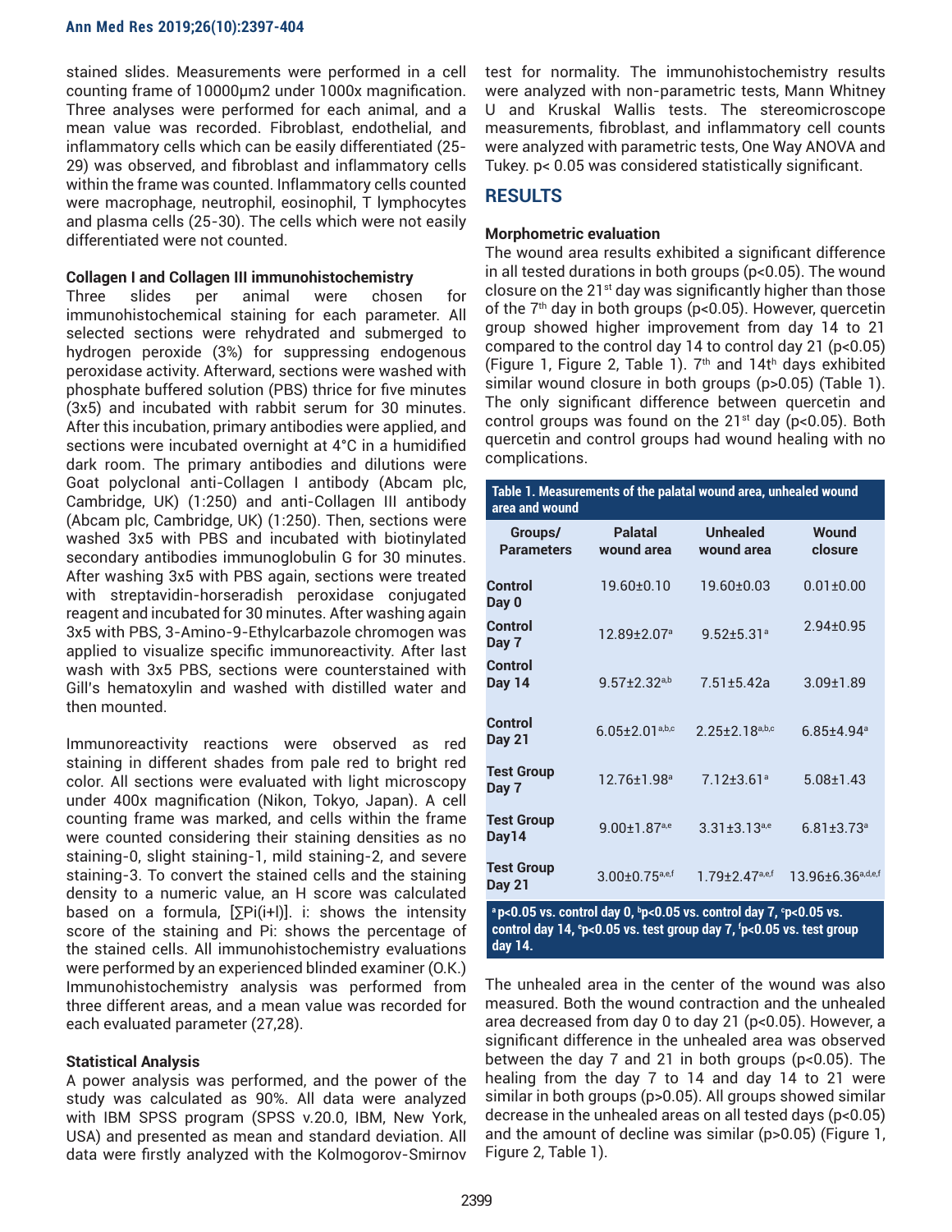stained slides. Measurements were performed in a cell counting frame of 10000µm2 under 1000x magnification. Three analyses were performed for each animal, and a mean value was recorded. Fibroblast, endothelial, and inflammatory cells which can be easily differentiated (25-29) was observed, and fibroblast and inflammatory cells within the frame was counted. Inflammatory cells counted were macrophage, neutrophil, eosinophil, T lymphocytes and plasma cells (25-30). The cells which were not easily differentiated were not counted.

### Collagen I and Collagen III immunohistochemistry

Three slides per animal were chosen for immunohistochemical staining for each parameter. All selected sections were rehydrated and submerged to hydrogen peroxide (3%) for suppressing endogenous peroxidase activity. Afterward, sections were washed with phosphate buffered solution (PBS) thrice for five minutes (3x5) and incubated with rabbit serum for 30 minutes. After this incubation, primary antibodies were applied, and sections were incubated overnight at 4°C in a humidified dark room. The primary antibodies and dilutions were Goat polyclonal anti-Collagen I antibody (Abcam plc, Cambridge, UK) (1:250) and anti-Collagen III antibody (Abcam plc, Cambridge, UK) (1:250). Then, sections were washed 3x5 with PBS and incubated with biotinylated secondary antibodies immunoglobulin G for 30 minutes. After washing 3x5 with PBS again, sections were treated with streptavidin-horseradish peroxidase conjugated reagent and incubated for 30 minutes. After washing again 3x5 with PBS, 3-Amino-9-Ethylcarbazole chromogen was applied to visualize specific immunoreactivity. After last wash with 3x5 PBS, sections were counterstained with Gill's hematoxylin and washed with distilled water and then mounted.

Immunoreactivity reactions were observed as red staining in different shades from pale red to bright red color. All sections were evaluated with light microscopy under 400x magnification (Nikon, Tokyo, Japan). A cell counting frame was marked, and cells within the frame were counted considering their staining densities as no staining-0, slight staining-1, mild staining-2, and severe staining-3. To convert the stained cells and the staining density to a numeric value, an H score was calculated based on a formula, [∑Pi(i+l)]. i: shows the intensity score of the staining and Pi: shows the percentage of the stained cells. All immunohistochemistry evaluations were performed by an experienced blinded examiner (O.K.) Immunohistochemistry analysis was performed from three different areas, and a mean value was recorded for each evaluated parameter (27,28).

### Statistical Analysis

A power analysis was performed, and the power of the study was calculated as 90%. All data were analyzed with IBM SPSS program (SPSS v.20.0, IBM, New York, USA) and presented as mean and standard deviation. All data were firstly analyzed with the Kolmogorov-Smirnov test for normality. The immunohistochemistry results were analyzed with non-parametric tests, Mann Whitney U and Kruskal Wallis tests. The stereomicroscope measurements, fibroblast, and inflammatory cell counts were analyzed with parametric tests, One Way ANOVA and Tukey. $p < 0.05$ was considered statistically significant.

## RESULTS

### Morphometric evaluation

The wound area results exhibited a significant difference in all tested durations in both groups ($p<0.05$). The wound closure on the 21st day was significantly higher than those of the 7th day in both groups ($p<0.05$). However, quercetin group showed higher improvement from day 14 to 21 compared to the control day 14 to control day 21 ($p<0.05$) (Figure 1, Figure 2, Table 1). 7th and 14th days exhibited similar wound closure in both groups ($p>0.05$) (Table 1). The only significant difference between quercetin and control groups was found on the 21st day ($p<0.05$). Both quercetin and control groups had wound healing with no complications.

**Table 1. Measurements of the palatal wound area, unhealed wound area and wound**

| Groups/ Parameters | Palatal wound area | Unhealed wound area | Wound closure |
|---|---|---|---|
| Control Day 0 | 19.60±0.10 | 19.60±0.03 | 0.01±0.00 |
| Control Day 7 | 12.89±2.07[a] | 9.52±5.31[a] | 2.94±0.95 |
| Control Day 14 | 9.57±2.32[a,b] | 7.51±5.42a | 3.09±1.89 |
| Control Day 21 | 6.05±2.01[a,b,c] | 2.25±2.18[a,b,c] | 6.85±4.94[a] |
| Test Group Day 7 | 12.76±1.98[a] | 7.12±3.61[a] | 5.08±1.43 |
| Test Group Day14 | 9.00±1.87[a,e] | 3.31±3.13[a,e] | 6.81±3.73[a] |
| Test Group Day 21 | 3.00±0.75[a,e,f] | 1.79±2.47[a,e,f] | 13.96±6.36[a,d,e,f] |

[a] p<0.05 vs. control day 0, [b] p<0.05 vs. control day 7, [c] p<0.05 vs. control day 14, [e] p<0.05 vs. test group day 7, [f] p<0.05 vs. test group day 14.

The unhealed area in the center of the wound was also measured. Both the wound contraction and the unhealed area decreased from day 0 to day 21 ($p<0.05$). However, a significant difference in the unhealed area was observed between the day 7 and 21 in both groups ($p<0.05$). The healing from the day 7 to 14 and day 14 to 21 were similar in both groups ($p>0.05$). All groups showed similar decrease in the unhealed areas on all tested days ($p<0.05$) and the amount of decline was similar ($p>0.05$) (Figure 1, Figure 2, Table 1).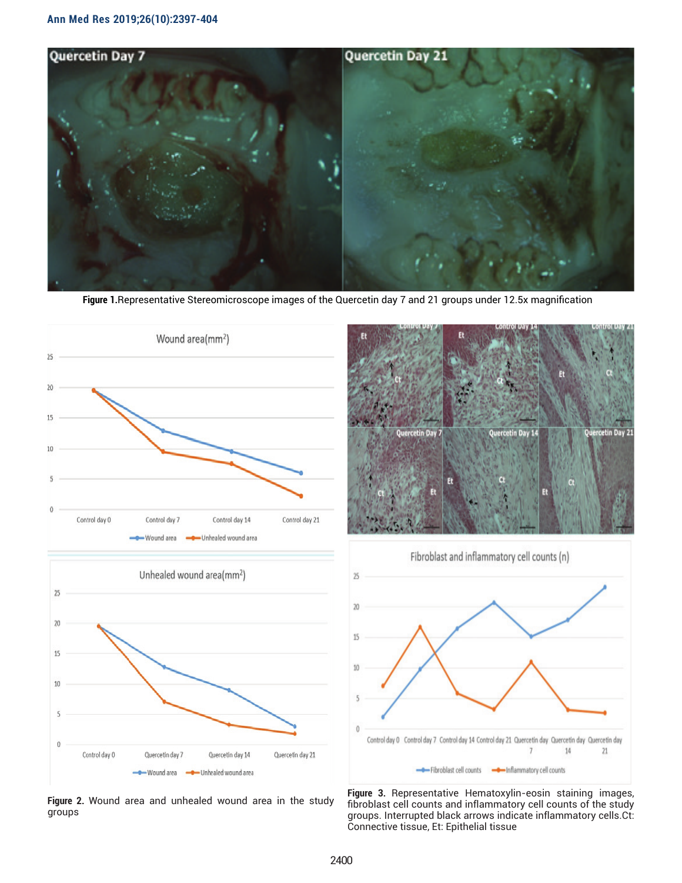**Figure 1.** Representative Stereomicroscope images of the Quercetin day 7 and 21 groups under 12.5x magnification

**Figure 2.** Wound area and unhealed wound area in the study groups

**Figure 3.** Representative Hematoxylin-eosin staining images, fibroblast cell counts and inflammatory cell counts of the study groups. Interrupted black arrows indicate inflammatory cells. Ct: Connective tissue, Et: Epithelial tissue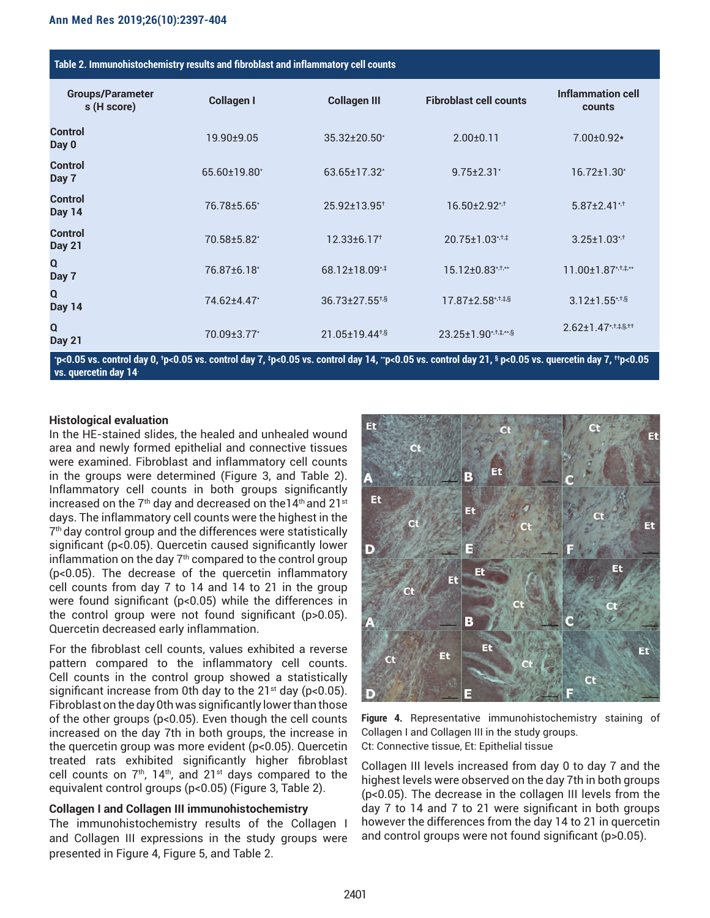**Table 2. Immunohistochemistry results and fibroblast and inflammatory cell counts**

| Groups/Parameters (H score) | Collagen I | Collagen III | Fibroblast cell counts | Inflammation cell counts |
|---|---|---|---|---|
| Control Day 0 | 19.90±9.05 | 35.32±20.50* | 2.00±0.11 | 7.00±0.92* |
| Control Day 7 | 65.60±19.80* | 63.65±17.32* | 9.75±2.31* | 16.72±1.30* |
| Control Day 14 | 76.78±5.65* | 25.92±13.95† | 16.50±2.92*,† | 5.87±2.41*,† |
| Control Day 21 | 70.58±5.82* | 12.33±6.17† | 20.75±1.03*,†,‡ | 3.25±1.03*,† |
| Q Day 7 | 76.87±6.18* | 68.12±18.09*,‡ | 15.12±0.83*,†,** | 11.00±1.87*,†,‡,** |
| Q Day 14 | 74.62±4.47* | 36.73±27.55†,§ | 17.87±2.58*,†,‡,§ | 3.12±1.55*,†,§ |
| Q Day 21 | 70.09±3.77* | 21.05±19.44†,§ | 23.25±1.90*,†,‡,**,§ | 2.62±1.47*,†,‡,§,†† |

*p<0.05 vs. control day 0, †p<0.05 vs. control day 7, ‡p<0.05 vs. control day 14, **p<0.05 vs. control day 21, § p<0.05 vs. quercetin day 7, ††p<0.05 vs. quercetin day 14.

### Histological evaluation

In the HE-stained slides, the healed and unhealed wound area and newly formed epithelial and connective tissues were examined. Fibroblast and inflammatory cell counts in the groups were determined (Figure 3, and Table 2). Inflammatory cell counts in both groups significantly increased on the 7th day and decreased on the14th and 21st days. The inflammatory cell counts were the highest in the 7th day control group and the differences were statistically significant (p<0.05). Quercetin caused significantly lower inflammation on the day 7th compared to the control group (p<0.05). The decrease of the quercetin inflammatory cell counts from day 7 to 14 and 14 to 21 in the group were found significant (p<0.05) while the differences in the control group were not found significant (p>0.05). Quercetin decreased early inflammation.

For the fibroblast cell counts, values exhibited a reverse pattern compared to the inflammatory cell counts. Cell counts in the control group showed a statistically significant increase from 0th day to the 21st day (p<0.05). Fibroblast on the day 0th was significantly lower than those of the other groups (p<0.05). Even though the cell counts increased on the day 7th in both groups, the increase in the quercetin group was more evident (p<0.05). Quercetin treated rats exhibited significantly higher fibroblast cell counts on 7th, 14th, and 21st days compared to the equivalent control groups (p<0.05) (Figure 3, Table 2).

### Collagen I and Collagen III immunohistochemistry

The immunohistochemistry results of the Collagen I and Collagen III expressions in the study groups were presented in Figure 4, Figure 5, and Table 2.

**Figure 4.** Representative immunohistochemistry staining of Collagen I and Collagen III in the study groups.
Ct: Connective tissue, Et: Epithelial tissue

Collagen III levels increased from day 0 to day 7 and the highest levels were observed on the day 7th in both groups (p<0.05). The decrease in the collagen III levels from the day 7 to 14 and 7 to 21 were significant in both groups however the differences from the day 14 to 21 in quercetin and control groups were not found significant (p>0.05).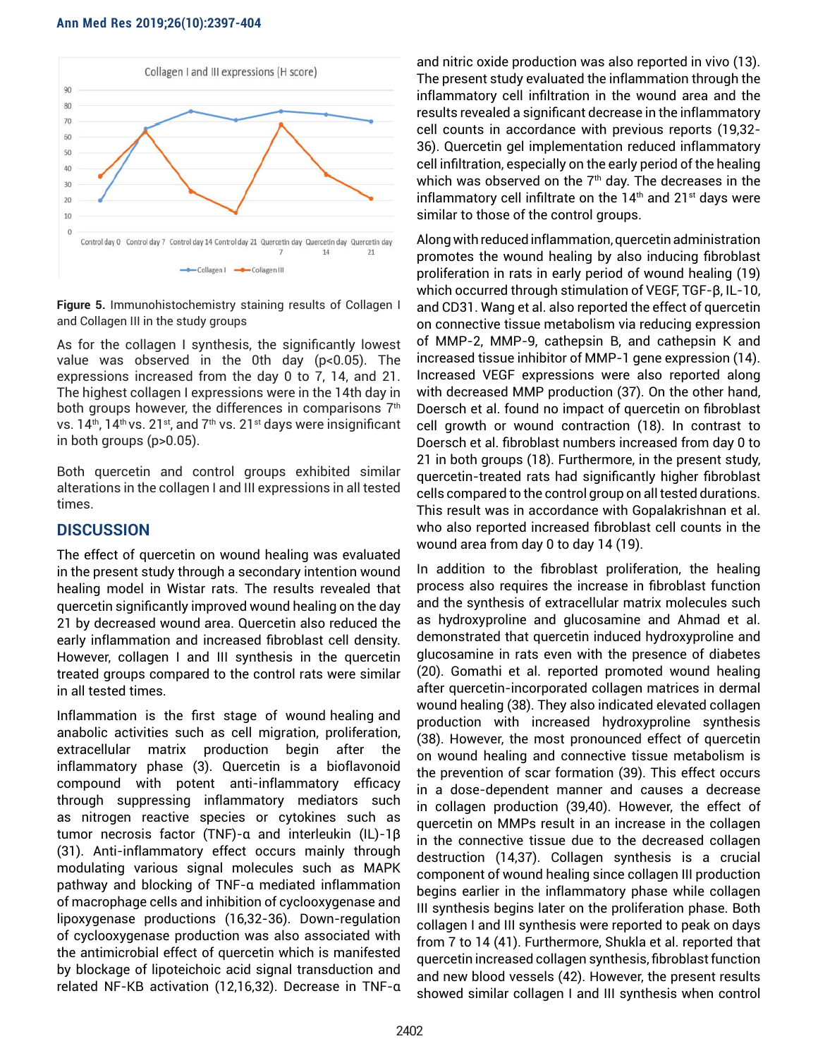Figure 5. Immunohistochemistry staining results of Collagen I and Collagen III in the study groups

As for the collagen I synthesis, the significantly lowest value was observed in the 0th day ($p<0.05$). The expressions increased from the day 0 to 7, 14, and 21. The highest collagen I expressions were in the 14th day in both groups however, the differences in comparisons 7th vs. 14th, 14th vs. 21st, and 7th vs. 21st days were insignificant in both groups ($p>0.05$).

Both quercetin and control groups exhibited similar alterations in the collagen I and III expressions in all tested times.

## DISCUSSION

The effect of quercetin on wound healing was evaluated in the present study through a secondary intention wound healing model in Wistar rats. The results revealed that quercetin significantly improved wound healing on the day 21 by decreased wound area. Quercetin also reduced the early inflammation and increased fibroblast cell density. However, collagen I and III synthesis in the quercetin treated groups compared to the control rats were similar in all tested times.

Inflammation is the first stage of wound healing and anabolic activities such as cell migration, proliferation, extracellular matrix production begin after the inflammatory phase (3). Quercetin is a bioflavonoid compound with potent anti-inflammatory efficacy through suppressing inflammatory mediators such as nitrogen reactive species or cytokines such as tumor necrosis factor (TNF)-α and interleukin (IL)-1β (31). Anti-inflammatory effect occurs mainly through modulating various signal molecules such as MAPK pathway and blocking of TNF-α mediated inflammation of macrophage cells and inhibition of cyclooxygenase and lipoxygenase productions (16,32-36). Down-regulation of cyclooxygenase production was also associated with the antimicrobial effect of quercetin which is manifested by blockage of lipoteichoic acid signal transduction and related NF-KB activation (12,16,32). Decrease in TNF-α and nitric oxide production was also reported in vivo (13). The present study evaluated the inflammation through the inflammatory cell infiltration in the wound area and the results revealed a significant decrease in the inflammatory cell counts in accordance with previous reports (19,32-36). Quercetin gel implementation reduced inflammatory cell infiltration, especially on the early period of the healing which was observed on the 7th day. The decreases in the inflammatory cell infiltrate on the 14th and 21st days were similar to those of the control groups.

Along with reduced inflammation, quercetin administration promotes the wound healing by also inducing fibroblast proliferation in rats in early period of wound healing (19) which occurred through stimulation of VEGF, TGF-β, IL-10, and CD31. Wang et al. also reported the effect of quercetin on connective tissue metabolism via reducing expression of MMP-2, MMP-9, cathepsin B, and cathepsin K and increased tissue inhibitor of MMP-1 gene expression (14). Increased VEGF expressions were also reported along with decreased MMP production (37). On the other hand, Doersch et al. found no impact of quercetin on fibroblast cell growth or wound contraction (18). In contrast to Doersch et al. fibroblast numbers increased from day 0 to 21 in both groups (18). Furthermore, in the present study, quercetin-treated rats had significantly higher fibroblast cells compared to the control group on all tested durations. This result was in accordance with Gopalakrishnan et al. who also reported increased fibroblast cell counts in the wound area from day 0 to day 14 (19).

In addition to the fibroblast proliferation, the healing process also requires the increase in fibroblast function and the synthesis of extracellular matrix molecules such as hydroxyproline and glucosamine and Ahmad et al. demonstrated that quercetin induced hydroxyproline and glucosamine in rats even with the presence of diabetes (20). Gomathi et al. reported promoted wound healing after quercetin-incorporated collagen matrices in dermal wound healing (38). They also indicated elevated collagen production with increased hydroxyproline synthesis (38). However, the most pronounced effect of quercetin on wound healing and connective tissue metabolism is the prevention of scar formation (39). This effect occurs in a dose-dependent manner and causes a decrease in collagen production (39,40). However, the effect of quercetin on MMPs result in an increase in the collagen in the connective tissue due to the decreased collagen destruction (14,37). Collagen synthesis is a crucial component of wound healing since collagen III production begins earlier in the inflammatory phase while collagen III synthesis begins later on the proliferation phase. Both collagen I and III synthesis were reported to peak on days from 7 to 14 (41). Furthermore, Shukla et al. reported that quercetin increased collagen synthesis, fibroblast function and new blood vessels (42). However, the present results showed similar collagen I and III synthesis when control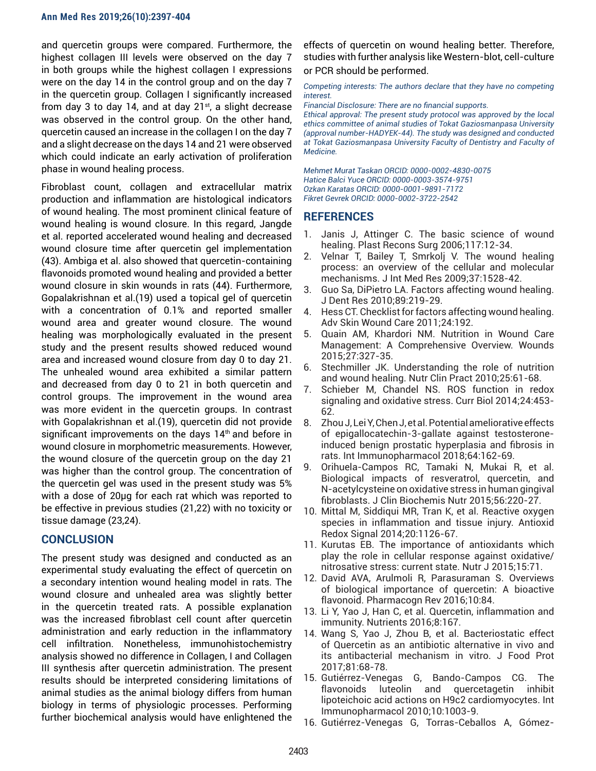and quercetin groups were compared. Furthermore, the highest collagen III levels were observed on the day 7 in both groups while the highest collagen I expressions were on the day 14 in the control group and on the day 7 in the quercetin group. Collagen I significantly increased from day 3 to day 14, and at day 21st, a slight decrease was observed in the control group. On the other hand, quercetin caused an increase in the collagen I on the day 7 and a slight decrease on the days 14 and 21 were observed which could indicate an early activation of proliferation phase in wound healing process.

Fibroblast count, collagen and extracellular matrix production and inflammation are histological indicators of wound healing. The most prominent clinical feature of wound healing is wound closure. In this regard, Jangde et al. reported accelerated wound healing and decreased wound closure time after quercetin gel implementation (43). Ambiga et al. also showed that quercetin-containing flavonoids promoted wound healing and provided a better wound closure in skin wounds in rats (44). Furthermore, Gopalakrishnan et al.(19) used a topical gel of quercetin with a concentration of 0.1% and reported smaller wound area and greater wound closure. The wound healing was morphologically evaluated in the present study and the present results showed reduced wound area and increased wound closure from day 0 to day 21. The unhealed wound area exhibited a similar pattern and decreased from day 0 to 21 in both quercetin and control groups. The improvement in the wound area was more evident in the quercetin groups. In contrast with Gopalakrishnan et al.(19), quercetin did not provide significant improvements on the days 14th and before in wound closure in morphometric measurements. However, the wound closure of the quercetin group on the day 21 was higher than the control group. The concentration of the quercetin gel was used in the present study was 5% with a dose of 20µg for each rat which was reported to be effective in previous studies (21,22) with no toxicity or tissue damage (23,24).

## CONCLUSION

The present study was designed and conducted as an experimental study evaluating the effect of quercetin on a secondary intention wound healing model in rats. The wound closure and unhealed area was slightly better in the quercetin treated rats. A possible explanation was the increased fibroblast cell count after quercetin administration and early reduction in the inflammatory cell infiltration. Nonetheless, immunohistochemistry analysis showed no difference in Collagen, I and Collagen III synthesis after quercetin administration. The present results should be interpreted considering limitations of animal studies as the animal biology differs from human biology in terms of physiologic processes. Performing further biochemical analysis would have enlightened the effects of quercetin on wound healing better. Therefore, studies with further analysis like Western-blot, cell-culture or PCR should be performed.

*Competing interests: The authors declare that they have no competing interest.*

*Financial Disclosure: There are no financial supports.*

*Ethical approval: The present study protocol was approved by the local ethics committee of animal studies of Tokat Gaziosmanpasa University (approval number-HADYEK-44). The study was designed and conducted at Tokat Gaziosmanpasa University Faculty of Dentistry and Faculty of Medicine.*

*Mehmet Murat Taskan ORCID: 0000-0002-4830-0075*
*Hatice Balci Yuce ORCID: 0000-0003-3574-9751*
*Ozkan Karatas ORCID: 0000-0001-9891-7172*
*Fikret Gevrek ORCID: 0000-0002-3722-2542*

## REFERENCES

1. Janis J, Attinger C. The basic science of wound healing. Plast Recons Surg 2006;117:12-34.
2. Velnar T, Bailey T, Smrkolj V. The wound healing process: an overview of the cellular and molecular mechanisms. J Int Med Res 2009;37:1528-42.
3. Guo Sa, DiPietro LA. Factors affecting wound healing. J Dent Res 2010;89:219-29.
4. Hess CT. Checklist for factors affecting wound healing. Adv Skin Wound Care 2011;24:192.
5. Quain AM, Khardori NM. Nutrition in Wound Care Management: A Comprehensive Overview. Wounds 2015;27:327-35.
6. Stechmiller JK. Understanding the role of nutrition and wound healing. Nutr Clin Pract 2010;25:61-68.
7. Schieber M, Chandel NS. ROS function in redox signaling and oxidative stress. Curr Biol 2014;24:453-62.
8. Zhou J, Lei Y, Chen J, et al. Potential ameliorative effects of epigallocatechin-3-gallate against testosterone-induced benign prostatic hyperplasia and fibrosis in rats. Int Immunopharmacol 2018;64:162-69.
9. Orihuela-Campos RC, Tamaki N, Mukai R, et al. Biological impacts of resveratrol, quercetin, and N-acetylcysteine on oxidative stress in human gingival fibroblasts. J Clin Biochemis Nutr 2015;56:220-27.
10. Mittal M, Siddiqui MR, Tran K, et al. Reactive oxygen species in inflammation and tissue injury. Antioxid Redox Signal 2014;20:1126-67.
11. Kurutas EB. The importance of antioxidants which play the role in cellular response against oxidative/nitrosative stress: current state. Nutr J 2015;15:71.
12. David AVA, Arulmoli R, Parasuraman S. Overviews of biological importance of quercetin: A bioactive flavonoid. Pharmacogn Rev 2016;10:84.
13. Li Y, Yao J, Han C, et al. Quercetin, inflammation and immunity. Nutrients 2016;8:167.
14. Wang S, Yao J, Zhou B, et al. Bacteriostatic effect of Quercetin as an antibiotic alternative in vivo and its antibacterial mechanism in vitro. J Food Prot 2017;81:68-78.
15. Gutiérrez-Venegas G, Bando-Campos CG. The flavonoids luteolin and quercetagetin inhibit lipoteichoic acid actions on H9c2 cardiomyocytes. Int Immunopharmacol 2010;10:1003-9.
16. Gutiérrez-Venegas G, Torras-Ceballos A, Gómez-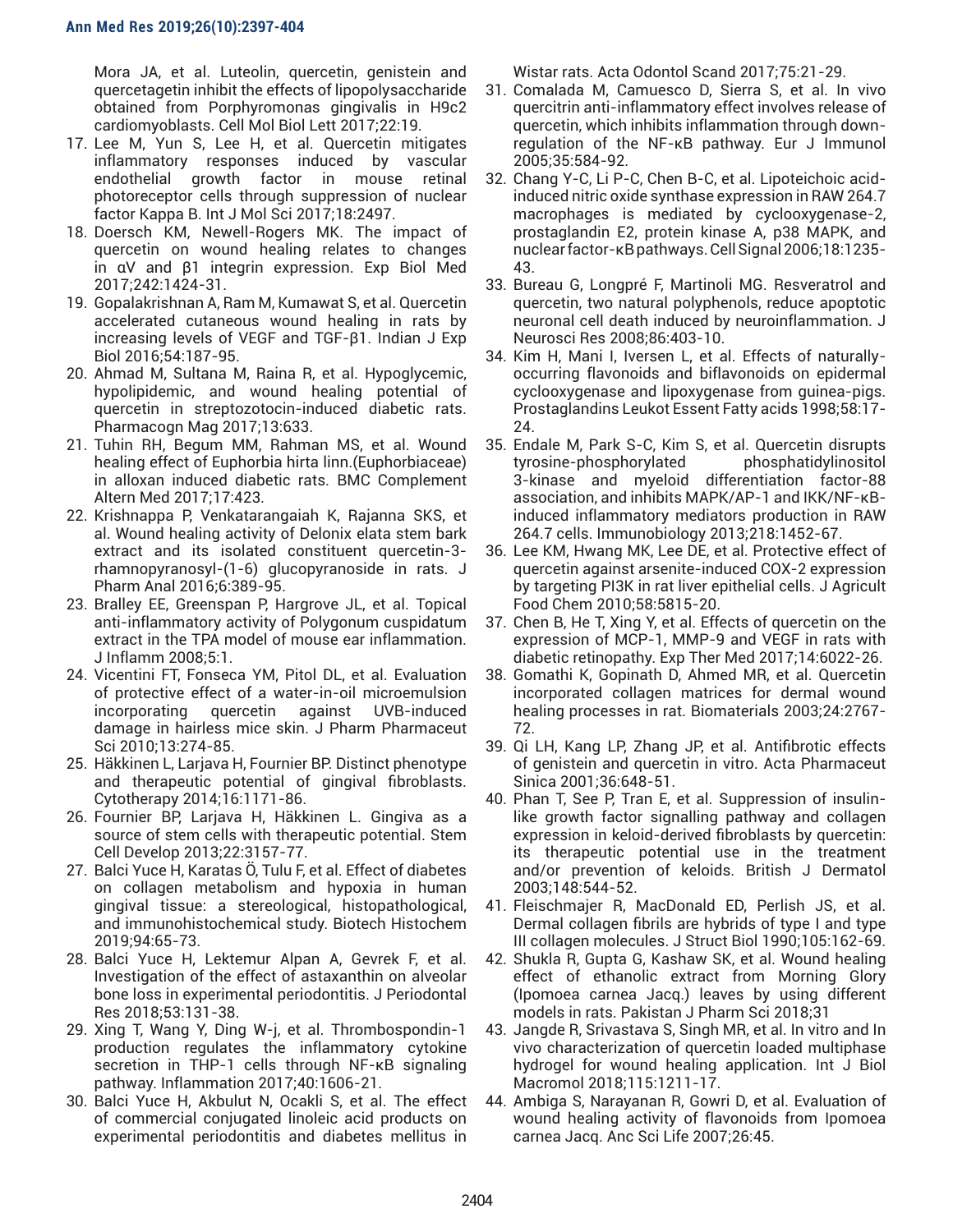Mora JA, et al. Luteolin, quercetin, genistein and quercetagetin inhibit the effects of lipopolysaccharide obtained from Porphyromonas gingivalis in H9c2 cardiomyoblasts. Cell Mol Biol Lett 2017;22:19.

17. Lee M, Yun S, Lee H, et al. Quercetin mitigates inflammatory responses induced by vascular endothelial growth factor in mouse retinal photoreceptor cells through suppression of nuclear factor Kappa B. Int J Mol Sci 2017;18:2497.
18. Doersch KM, Newell-Rogers MK. The impact of quercetin on wound healing relates to changes in αV and β1 integrin expression. Exp Biol Med 2017;242:1424-31.
19. Gopalakrishnan A, Ram M, Kumawat S, et al. Quercetin accelerated cutaneous wound healing in rats by increasing levels of VEGF and TGF-β1. Indian J Exp Biol 2016;54:187-95.
20. Ahmad M, Sultana M, Raina R, et al. Hypoglycemic, hypolipidemic, and wound healing potential of quercetin in streptozotocin-induced diabetic rats. Pharmacogn Mag 2017;13:633.
21. Tuhin RH, Begum MM, Rahman MS, et al. Wound healing effect of Euphorbia hirta linn.(Euphorbiaceae) in alloxan induced diabetic rats. BMC Complement Altern Med 2017;17:423.
22. Krishnappa P, Venkatarangaiah K, Rajanna SKS, et al. Wound healing activity of Delonix elata stem bark extract and its isolated constituent quercetin-3-rhamnopyranosyl-(1-6) glucopyranoside in rats. J Pharm Anal 2016;6:389-95.
23. Bralley EE, Greenspan P, Hargrove JL, et al. Topical anti-inflammatory activity of Polygonum cuspidatum extract in the TPA model of mouse ear inflammation. J Inflamm 2008;5:1.
24. Vicentini FT, Fonseca YM, Pitol DL, et al. Evaluation of protective effect of a water-in-oil microemulsion incorporating quercetin against UVB-induced damage in hairless mice skin. J Pharm Pharmaceut Sci 2010;13:274-85.
25. Häkkinen L, Larjava H, Fournier BP. Distinct phenotype and therapeutic potential of gingival fibroblasts. Cytotherapy 2014;16:1171-86.
26. Fournier BP, Larjava H, Häkkinen L. Gingiva as a source of stem cells with therapeutic potential. Stem Cell Develop 2013;22:3157-77.
27. Balci Yuce H, Karatas Ö, Tulu F, et al. Effect of diabetes on collagen metabolism and hypoxia in human gingival tissue: a stereological, histopathological, and immunohistochemical study. Biotech Histochem 2019;94:65-73.
28. Balci Yuce H, Lektemur Alpan A, Gevrek F, et al. Investigation of the effect of astaxanthin on alveolar bone loss in experimental periodontitis. J Periodontal Res 2018;53:131-38.
29. Xing T, Wang Y, Ding W-j, et al. Thrombospondin-1 production regulates the inflammatory cytokine secretion in THP-1 cells through NF-κB signaling pathway. Inflammation 2017;40:1606-21.
30. Balci Yuce H, Akbulut N, Ocakli S, et al. The effect of commercial conjugated linoleic acid products on experimental periodontitis and diabetes mellitus in Wistar rats. Acta Odontol Scand 2017;75:21-29.
31. Comalada M, Camuesco D, Sierra S, et al. In vivo quercitrin anti-inflammatory effect involves release of quercetin, which inhibits inflammation through down-regulation of the NF-κB pathway. Eur J Immunol 2005;35:584-92.
32. Chang Y-C, Li P-C, Chen B-C, et al. Lipoteichoic acid-induced nitric oxide synthase expression in RAW 264.7 macrophages is mediated by cyclooxygenase-2, prostaglandin E2, protein kinase A, p38 MAPK, and nuclear factor-κB pathways. Cell Signal 2006;18:1235-43.
33. Bureau G, Longpré F, Martinoli MG. Resveratrol and quercetin, two natural polyphenols, reduce apoptotic neuronal cell death induced by neuroinflammation. J Neurosci Res 2008;86:403-10.
34. Kim H, Mani I, Iversen L, et al. Effects of naturally-occurring flavonoids and biflavonoids on epidermal cyclooxygenase and lipoxygenase from guinea-pigs. Prostaglandins Leukot Essent Fatty acids 1998;58:17-24.
35. Endale M, Park S-C, Kim S, et al. Quercetin disrupts tyrosine-phosphorylated phosphatidylinositol 3-kinase and myeloid differentiation factor-88 association, and inhibits MAPK/AP-1 and IKK/NF-κB-induced inflammatory mediators production in RAW 264.7 cells. Immunobiology 2013;218:1452-67.
36. Lee KM, Hwang MK, Lee DE, et al. Protective effect of quercetin against arsenite-induced COX-2 expression by targeting PI3K in rat liver epithelial cells. J Agricult Food Chem 2010;58:5815-20.
37. Chen B, He T, Xing Y, et al. Effects of quercetin on the expression of MCP-1, MMP-9 and VEGF in rats with diabetic retinopathy. Exp Ther Med 2017;14:6022-26.
38. Gomathi K, Gopinath D, Ahmed MR, et al. Quercetin incorporated collagen matrices for dermal wound healing processes in rat. Biomaterials 2003;24:2767-72.
39. Qi LH, Kang LP, Zhang JP, et al. Antifibrotic effects of genistein and quercetin in vitro. Acta Pharmaceut Sinica 2001;36:648-51.
40. Phan T, See P, Tran E, et al. Suppression of insulin-like growth factor signalling pathway and collagen expression in keloid-derived fibroblasts by quercetin: its therapeutic potential use in the treatment and/or prevention of keloids. British J Dermatol 2003;148:544-52.
41. Fleischmajer R, MacDonald ED, Perlish JS, et al. Dermal collagen fibrils are hybrids of type I and type III collagen molecules. J Struct Biol 1990;105:162-69.
42. Shukla R, Gupta G, Kashaw SK, et al. Wound healing effect of ethanolic extract from Morning Glory (Ipomoea carnea Jacq.) leaves by using different models in rats. Pakistan J Pharm Sci 2018;31
43. Jangde R, Srivastava S, Singh MR, et al. In vitro and In vivo characterization of quercetin loaded multiphase hydrogel for wound healing application. Int J Biol Macromol 2018;115:1211-17.
44. Ambiga S, Narayanan R, Gowri D, et al. Evaluation of wound healing activity of flavonoids from Ipomoea carnea Jacq. Anc Sci Life 2007;26:45.